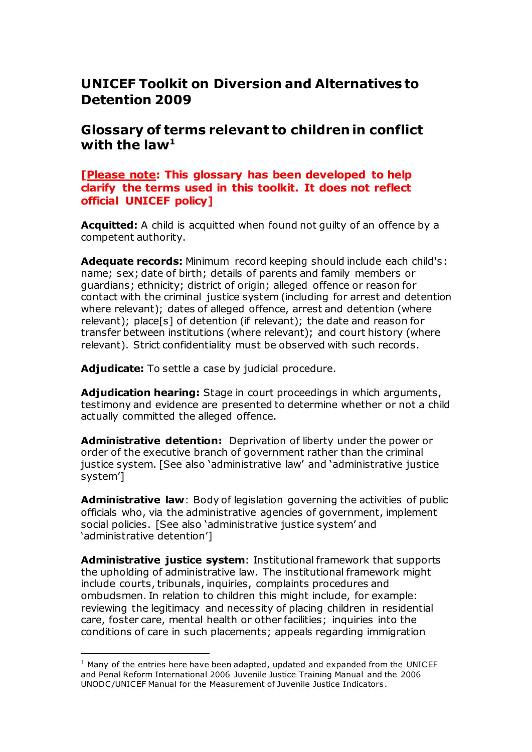# UNICEF Toolkit on Diversion and Alternatives to Detention 2009

## Glossary of terms relevant to children in conflict with the law[1]

**[Please note: This glossary has been developed to help clarify the terms used in this toolkit. It does not reflect official UNICEF policy]**

**Acquitted:** A child is acquitted when found not guilty of an offence by a competent authority.

**Adequate records:** Minimum record keeping should include each child's: name; sex; date of birth; details of parents and family members or guardians; ethnicity; district of origin; alleged offence or reason for contact with the criminal justice system (including for arrest and detention where relevant); dates of alleged offence, arrest and detention (where relevant); place[s] of detention (if relevant); the date and reason for transfer between institutions (where relevant); and court history (where relevant). Strict confidentiality must be observed with such records.

**Adjudicate:** To settle a case by judicial procedure.

**Adjudication hearing:** Stage in court proceedings in which arguments, testimony and evidence are presented to determine whether or not a child actually committed the alleged offence.

**Administrative detention:** Deprivation of liberty under the power or order of the executive branch of government rather than the criminal justice system. [See also 'administrative law' and 'administrative justice system']

**Administrative law**: Body of legislation governing the activities of public officials who, via the administrative agencies of government, implement social policies. [See also 'administrative justice system' and 'administrative detention']

**Administrative justice system**: Institutional framework that supports the upholding of administrative law. The institutional framework might include courts, tribunals, inquiries, complaints procedures and ombudsmen. In relation to children this might include, for example: reviewing the legitimacy and necessity of placing children in residential care, foster care, mental health or other facilities; inquiries into the conditions of care in such placements; appeals regarding immigration

---

[1] Many of the entries here have been adapted, updated and expanded from the UNICEF and Penal Reform International 2006 Juvenile Justice Training Manual and the 2006 UNODC/UNICEF Manual for the Measurement of Juvenile Justice Indicators.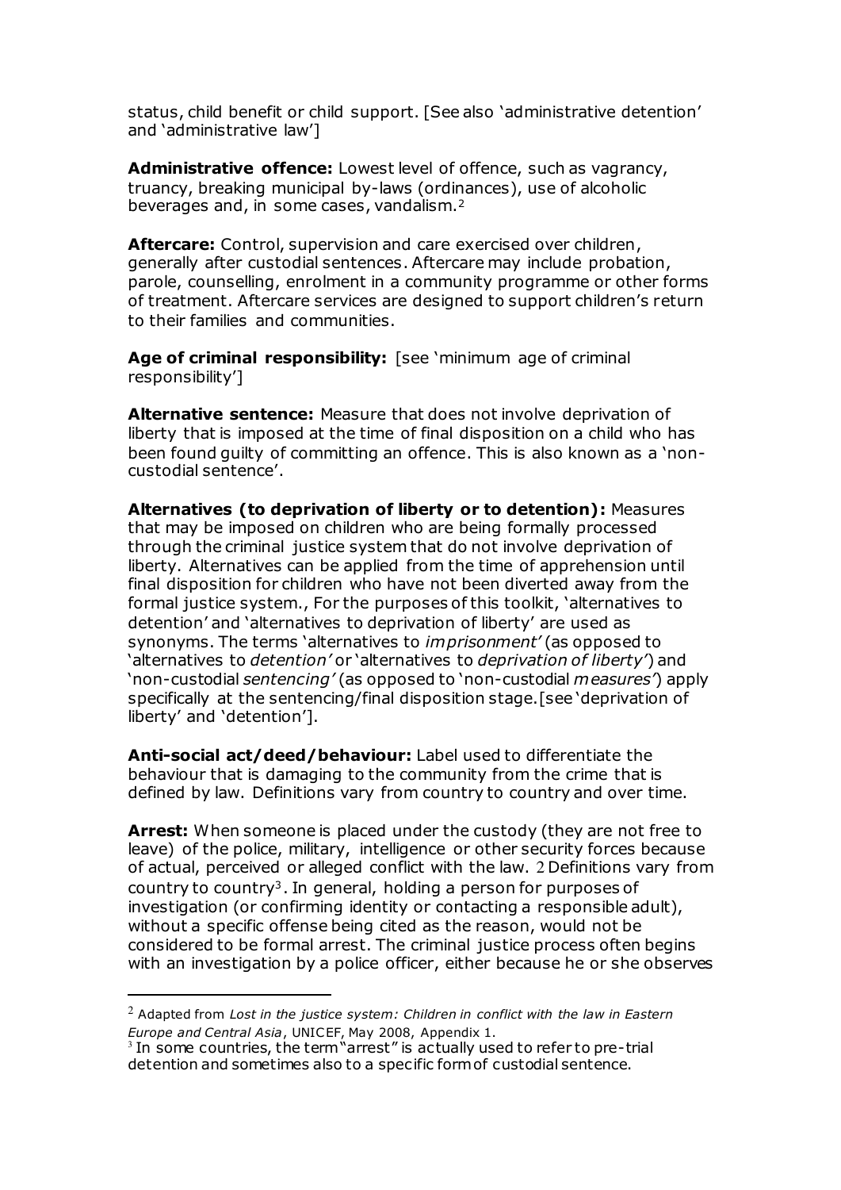status, child benefit or child support. [See also 'administrative detention' and 'administrative law']

**Administrative offence:** Lowest level of offence, such as vagrancy, truancy, breaking municipal by-laws (ordinances), use of alcoholic beverages and, in some cases, vandalism.[2]

**Aftercare:** Control, supervision and care exercised over children, generally after custodial sentences. Aftercare may include probation, parole, counselling, enrolment in a community programme or other forms of treatment. Aftercare services are designed to support children's return to their families and communities.

**Age of criminal responsibility:** [see 'minimum age of criminal responsibility']

**Alternative sentence:** Measure that does not involve deprivation of liberty that is imposed at the time of final disposition on a child who has been found guilty of committing an offence. This is also known as a 'non-custodial sentence'.

**Alternatives (to deprivation of liberty or to detention):** Measures that may be imposed on children who are being formally processed through the criminal justice system that do not involve deprivation of liberty. Alternatives can be applied from the time of apprehension until final disposition for children who have not been diverted away from the formal justice system., For the purposes of this toolkit, 'alternatives to detention' and 'alternatives to deprivation of liberty' are used as synonyms. The terms 'alternatives to *imprisonment'* (as opposed to 'alternatives to *detention'* or 'alternatives to *deprivation of liberty'*) and 'non-custodial *sentencing'* (as opposed to 'non-custodial *measures'*) apply specifically at the sentencing/final disposition stage. [see 'deprivation of liberty' and 'detention'].

**Anti-social act/deed/behaviour:** Label used to differentiate the behaviour that is damaging to the community from the crime that is defined by law. Definitions vary from country to country and over time.

**Arrest:** When someone is placed under the custody (they are not free to leave) of the police, military, intelligence or other security forces because of actual, perceived or alleged conflict with the law. 2 Definitions vary from country to country[3]. In general, holding a person for purposes of investigation (or confirming identity or contacting a responsible adult), without a specific offense being cited as the reason, would not be considered to be formal arrest. The criminal justice process often begins with an investigation by a police officer, either because he or she observes

---

[2] Adapted from *Lost in the justice system: Children in conflict with the law in Eastern Europe and Central Asia*, UNICEF, May 2008, Appendix 1.

[3] In some countries, the term "arrest" is actually used to refer to pre-trial detention and sometimes also to a specific form of custodial sentence.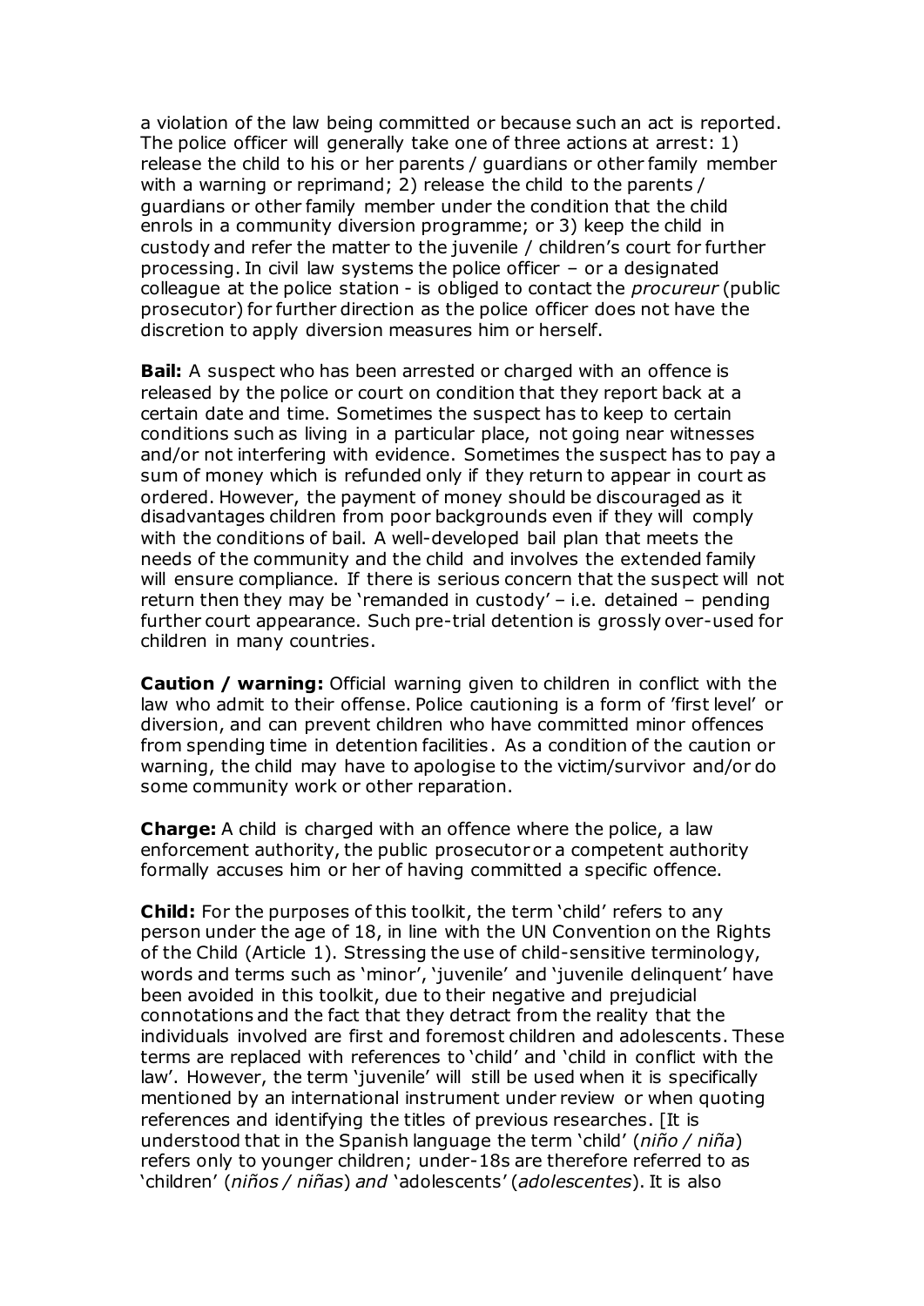a violation of the law being committed or because such an act is reported. The police officer will generally take one of three actions at arrest: 1) release the child to his or her parents / guardians or other family member with a warning or reprimand; 2) release the child to the parents / guardians or other family member under the condition that the child enrols in a community diversion programme; or 3) keep the child in custody and refer the matter to the juvenile / children's court for further processing. In civil law systems the police officer – or a designated colleague at the police station - is obliged to contact the *procureur* (public prosecutor) for further direction as the police officer does not have the discretion to apply diversion measures him or herself.

**Bail:** A suspect who has been arrested or charged with an offence is released by the police or court on condition that they report back at a certain date and time. Sometimes the suspect has to keep to certain conditions such as living in a particular place, not going near witnesses and/or not interfering with evidence. Sometimes the suspect has to pay a sum of money which is refunded only if they return to appear in court as ordered. However, the payment of money should be discouraged as it disadvantages children from poor backgrounds even if they will comply with the conditions of bail. A well-developed bail plan that meets the needs of the community and the child and involves the extended family will ensure compliance. If there is serious concern that the suspect will not return then they may be 'remanded in custody' – i.e. detained – pending further court appearance. Such pre-trial detention is grossly over-used for children in many countries.

**Caution / warning:** Official warning given to children in conflict with the law who admit to their offense. Police cautioning is a form of 'first level' or diversion, and can prevent children who have committed minor offences from spending time in detention facilities. As a condition of the caution or warning, the child may have to apologise to the victim/survivor and/or do some community work or other reparation.

**Charge:** A child is charged with an offence where the police, a law enforcement authority, the public prosecutor or a competent authority formally accuses him or her of having committed a specific offence.

**Child:** For the purposes of this toolkit, the term 'child' refers to any person under the age of 18, in line with the UN Convention on the Rights of the Child (Article 1). Stressing the use of child-sensitive terminology, words and terms such as 'minor', 'juvenile' and 'juvenile delinquent' have been avoided in this toolkit, due to their negative and prejudicial connotations and the fact that they detract from the reality that the individuals involved are first and foremost children and adolescents. These terms are replaced with references to 'child' and 'child in conflict with the law'. However, the term 'juvenile' will still be used when it is specifically mentioned by an international instrument under review or when quoting references and identifying the titles of previous researches. [It is understood that in the Spanish language the term 'child' (*niño / niña*) refers only to younger children; under-18s are therefore referred to as 'children' (*niños / niñas*) *and* 'adolescents' (*adolescentes*). It is also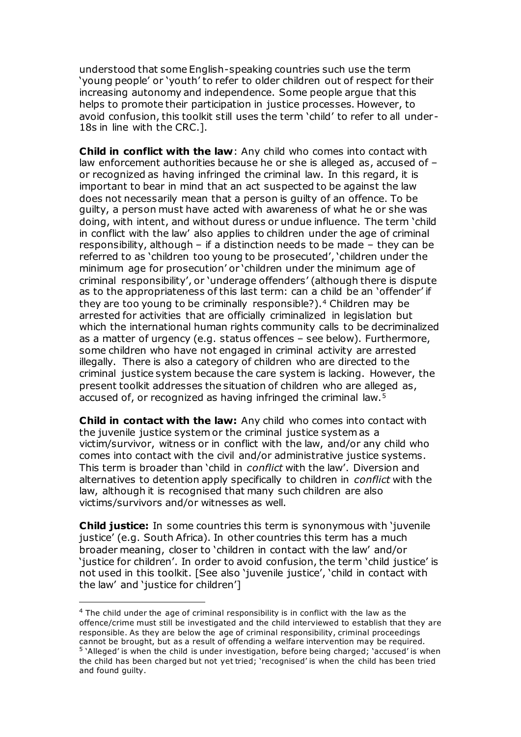understood that some English-speaking countries such use the term 'young people' or 'youth' to refer to older children out of respect for their increasing autonomy and independence. Some people argue that this helps to promote their participation in justice processes. However, to avoid confusion, this toolkit still uses the term 'child' to refer to all under-18s in line with the CRC.].

**Child in conflict with the law**: Any child who comes into contact with law enforcement authorities because he or she is alleged as, accused of – or recognized as having infringed the criminal law. In this regard, it is important to bear in mind that an act suspected to be against the law does not necessarily mean that a person is guilty of an offence. To be guilty, a person must have acted with awareness of what he or she was doing, with intent, and without duress or undue influence. The term 'child in conflict with the law' also applies to children under the age of criminal responsibility, although – if a distinction needs to be made – they can be referred to as 'children too young to be prosecuted', 'children under the minimum age for prosecution' or 'children under the minimum age of criminal responsibility', or 'underage offenders' (although there is dispute as to the appropriateness of this last term: can a child be an 'offender' if they are too young to be criminally responsible?).[4] Children may be arrested for activities that are officially criminalized in legislation but which the international human rights community calls to be decriminalized as a matter of urgency (e.g. status offences – see below). Furthermore, some children who have not engaged in criminal activity are arrested illegally. There is also a category of children who are directed to the criminal justice system because the care system is lacking. However, the present toolkit addresses the situation of children who are alleged as, accused of, or recognized as having infringed the criminal law.[5]

**Child in contact with the law:** Any child who comes into contact with the juvenile justice system or the criminal justice system as a victim/survivor, witness or in conflict with the law, and/or any child who comes into contact with the civil and/or administrative justice systems. This term is broader than 'child in *conflict* with the law'. Diversion and alternatives to detention apply specifically to children in *conflict* with the law, although it is recognised that many such children are also victims/survivors and/or witnesses as well.

**Child justice:** In some countries this term is synonymous with 'juvenile justice' (e.g. South Africa). In other countries this term has a much broader meaning, closer to 'children in contact with the law' and/or 'justice for children'. In order to avoid confusion, the term 'child justice' is not used in this toolkit. [See also 'juvenile justice', 'child in contact with the law' and 'justice for children']

---

[4] The child under the age of criminal responsibility is in conflict with the law as the offence/crime must still be investigated and the child interviewed to establish that they are responsible. As they are below the age of criminal responsibility, criminal proceedings cannot be brought, but as a result of offending a welfare intervention may be required.

[5] 'Alleged' is when the child is under investigation, before being charged; 'accused' is when the child has been charged but not yet tried; 'recognised' is when the child has been tried and found guilty.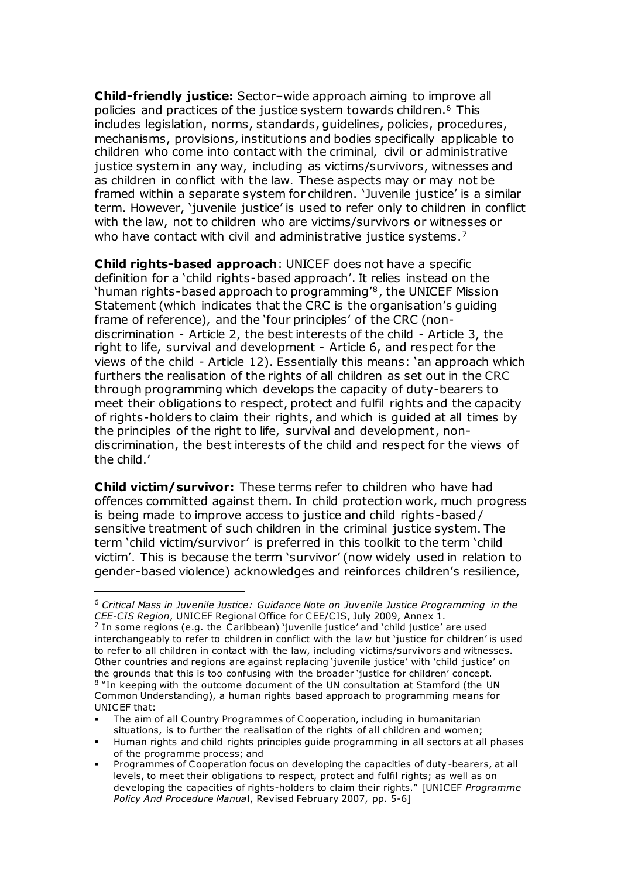**Child-friendly justice:** Sector–wide approach aiming to improve all policies and practices of the justice system towards children.[6] This includes legislation, norms, standards, guidelines, policies, procedures, mechanisms, provisions, institutions and bodies specifically applicable to children who come into contact with the criminal, civil or administrative justice system in any way, including as victims/survivors, witnesses and as children in conflict with the law. These aspects may or may not be framed within a separate system for children. 'Juvenile justice' is a similar term. However, 'juvenile justice' is used to refer only to children in conflict with the law, not to children who are victims/survivors or witnesses or who have contact with civil and administrative justice systems.[7]

**Child rights-based approach**: UNICEF does not have a specific definition for a 'child rights-based approach'. It relies instead on the 'human rights-based approach to programming'[8], the UNICEF Mission Statement (which indicates that the CRC is the organisation's guiding frame of reference), and the 'four principles' of the CRC (non-discrimination - Article 2, the best interests of the child - Article 3, the right to life, survival and development - Article 6, and respect for the views of the child - Article 12). Essentially this means: 'an approach which furthers the realisation of the rights of all children as set out in the CRC through programming which develops the capacity of duty-bearers to meet their obligations to respect, protect and fulfil rights and the capacity of rights-holders to claim their rights, and which is guided at all times by the principles of the right to life, survival and development, non-discrimination, the best interests of the child and respect for the views of the child.'

**Child victim/survivor:** These terms refer to children who have had offences committed against them. In child protection work, much progress is being made to improve access to justice and child rights-based/ sensitive treatment of such children in the criminal justice system. The term 'child victim/survivor' is preferred in this toolkit to the term 'child victim'. This is because the term 'survivor' (now widely used in relation to gender-based violence) acknowledges and reinforces children's resilience,

---

[6] *Critical Mass in Juvenile Justice: Guidance Note on Juvenile Justice Programming in the CEE-CIS Region*, UNICEF Regional Office for CEE/CIS, July 2009, Annex 1.

[7] In some regions (e.g. the Caribbean) 'juvenile justice' and 'child justice' are used interchangeably to refer to children in conflict with the law but 'justice for children' is used to refer to all children in contact with the law, including victims/survivors and witnesses. Other countries and regions are against replacing 'juvenile justice' with 'child justice' on the grounds that this is too confusing with the broader 'justice for children' concept.

[8] "In keeping with the outcome document of the UN consultation at Stamford (the UN Common Understanding), a human rights based approach to programming means for UNICEF that:

- The aim of all Country Programmes of Cooperation, including in humanitarian situations, is to further the realisation of the rights of all children and women;
- Human rights and child rights principles guide programming in all sectors at all phases of the programme process; and
- Programmes of Cooperation focus on developing the capacities of duty-bearers, at all levels, to meet their obligations to respect, protect and fulfil rights; as well as on developing the capacities of rights-holders to claim their rights." [UNICEF *Programme Policy And Procedure Manual*, Revised February 2007, pp. 5-6]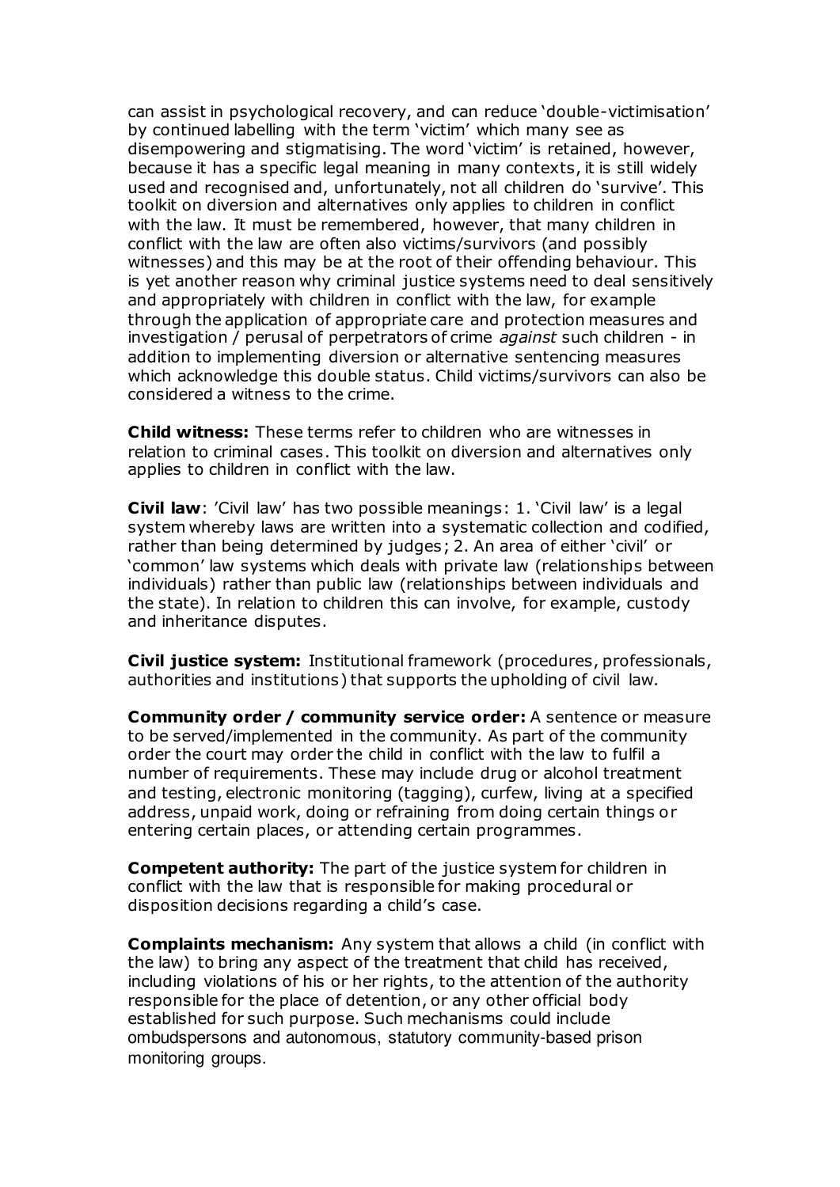can assist in psychological recovery, and can reduce 'double-victimisation' by continued labelling with the term 'victim' which many see as disempowering and stigmatising. The word 'victim' is retained, however, because it has a specific legal meaning in many contexts, it is still widely used and recognised and, unfortunately, not all children do 'survive'. This toolkit on diversion and alternatives only applies to children in conflict with the law. It must be remembered, however, that many children in conflict with the law are often also victims/survivors (and possibly witnesses) and this may be at the root of their offending behaviour. This is yet another reason why criminal justice systems need to deal sensitively and appropriately with children in conflict with the law, for example through the application of appropriate care and protection measures and investigation / perusal of perpetrators of crime *against* such children - in addition to implementing diversion or alternative sentencing measures which acknowledge this double status. Child victims/survivors can also be considered a witness to the crime.

**Child witness:** These terms refer to children who are witnesses in relation to criminal cases. This toolkit on diversion and alternatives only applies to children in conflict with the law.

**Civil law**: 'Civil law' has two possible meanings: 1. 'Civil law' is a legal system whereby laws are written into a systematic collection and codified, rather than being determined by judges; 2. An area of either 'civil' or 'common' law systems which deals with private law (relationships between individuals) rather than public law (relationships between individuals and the state). In relation to children this can involve, for example, custody and inheritance disputes.

**Civil justice system:** Institutional framework (procedures, professionals, authorities and institutions) that supports the upholding of civil law.

**Community order / community service order:** A sentence or measure to be served/implemented in the community. As part of the community order the court may order the child in conflict with the law to fulfil a number of requirements. These may include drug or alcohol treatment and testing, electronic monitoring (tagging), curfew, living at a specified address, unpaid work, doing or refraining from doing certain things or entering certain places, or attending certain programmes.

**Competent authority:** The part of the justice system for children in conflict with the law that is responsible for making procedural or disposition decisions regarding a child's case.

**Complaints mechanism:** Any system that allows a child (in conflict with the law) to bring any aspect of the treatment that child has received, including violations of his or her rights, to the attention of the authority responsible for the place of detention, or any other official body established for such purpose. Such mechanisms could include ombudspersons and autonomous, statutory community-based prison monitoring groups.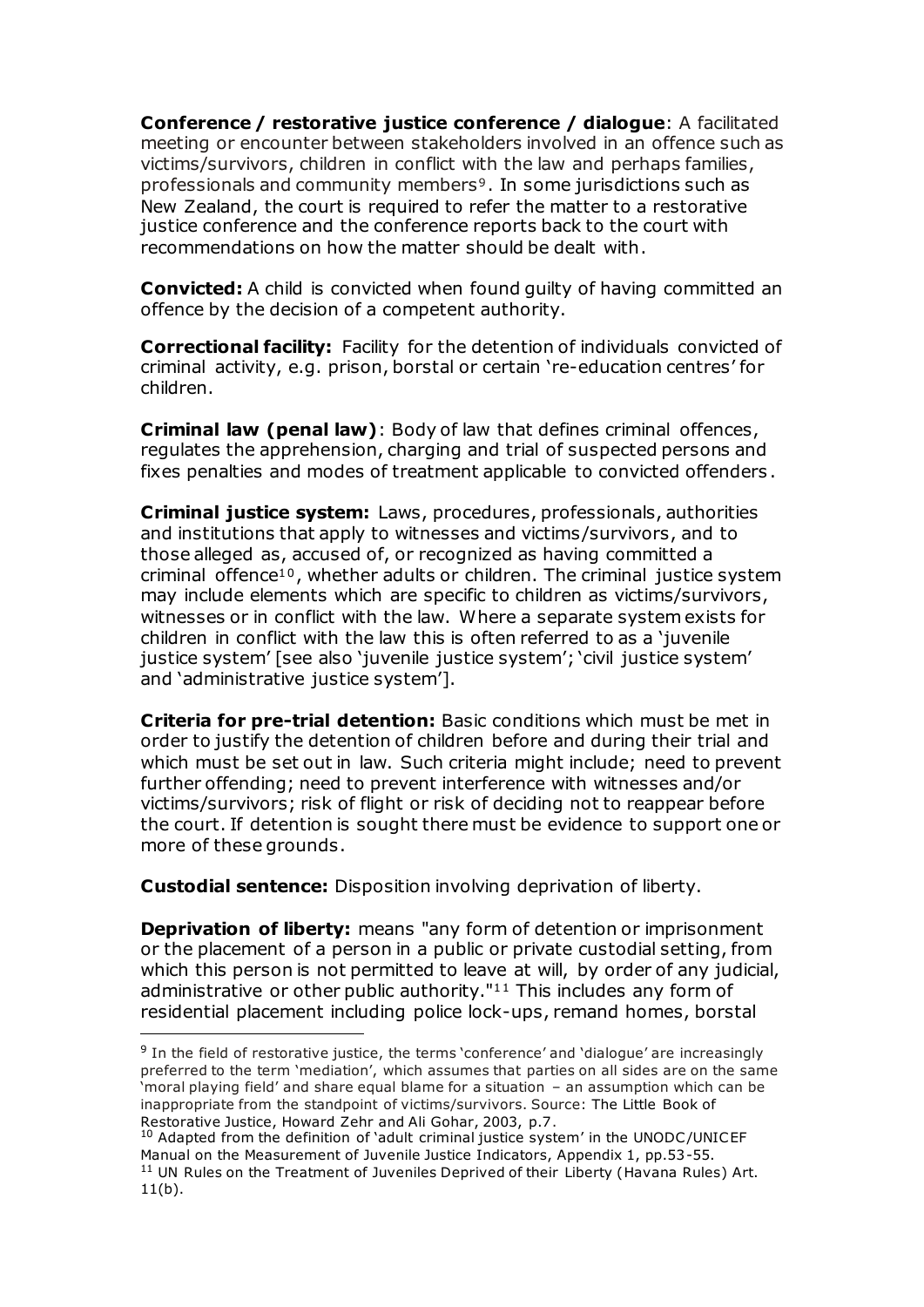**Conference / restorative justice conference / dialogue**: A facilitated meeting or encounter between stakeholders involved in an offence such as victims/survivors, children in conflict with the law and perhaps families, professionals and community members[9]. In some jurisdictions such as New Zealand, the court is required to refer the matter to a restorative justice conference and the conference reports back to the court with recommendations on how the matter should be dealt with.

**Convicted:** A child is convicted when found guilty of having committed an offence by the decision of a competent authority.

**Correctional facility:** Facility for the detention of individuals convicted of criminal activity, e.g. prison, borstal or certain 're-education centres' for children.

**Criminal law (penal law)**: Body of law that defines criminal offences, regulates the apprehension, charging and trial of suspected persons and fixes penalties and modes of treatment applicable to convicted offenders.

**Criminal justice system:** Laws, procedures, professionals, authorities and institutions that apply to witnesses and victims/survivors, and to those alleged as, accused of, or recognized as having committed a criminal offence[10], whether adults or children. The criminal justice system may include elements which are specific to children as victims/survivors, witnesses or in conflict with the law. Where a separate system exists for children in conflict with the law this is often referred to as a 'juvenile justice system' [see also 'juvenile justice system'; 'civil justice system' and 'administrative justice system'].

**Criteria for pre-trial detention:** Basic conditions which must be met in order to justify the detention of children before and during their trial and which must be set out in law. Such criteria might include; need to prevent further offending; need to prevent interference with witnesses and/or victims/survivors; risk of flight or risk of deciding not to reappear before the court. If detention is sought there must be evidence to support one or more of these grounds.

**Custodial sentence:** Disposition involving deprivation of liberty.

**Deprivation of liberty:** means "any form of detention or imprisonment or the placement of a person in a public or private custodial setting, from which this person is not permitted to leave at will, by order of any judicial, administrative or other public authority."[11] This includes any form of residential placement including police lock-ups, remand homes, borstal

---

[9] In the field of restorative justice, the terms 'conference' and 'dialogue' are increasingly preferred to the term 'mediation', which assumes that parties on all sides are on the same 'moral playing field' and share equal blame for a situation – an assumption which can be inappropriate from the standpoint of victims/survivors. Source: The Little Book of Restorative Justice, Howard Zehr and Ali Gohar, 2003, p.7.

[10] Adapted from the definition of 'adult criminal justice system' in the UNODC/UNICEF Manual on the Measurement of Juvenile Justice Indicators, Appendix 1, pp.53-55.

[11] UN Rules on the Treatment of Juveniles Deprived of their Liberty (Havana Rules) Art. 11(b).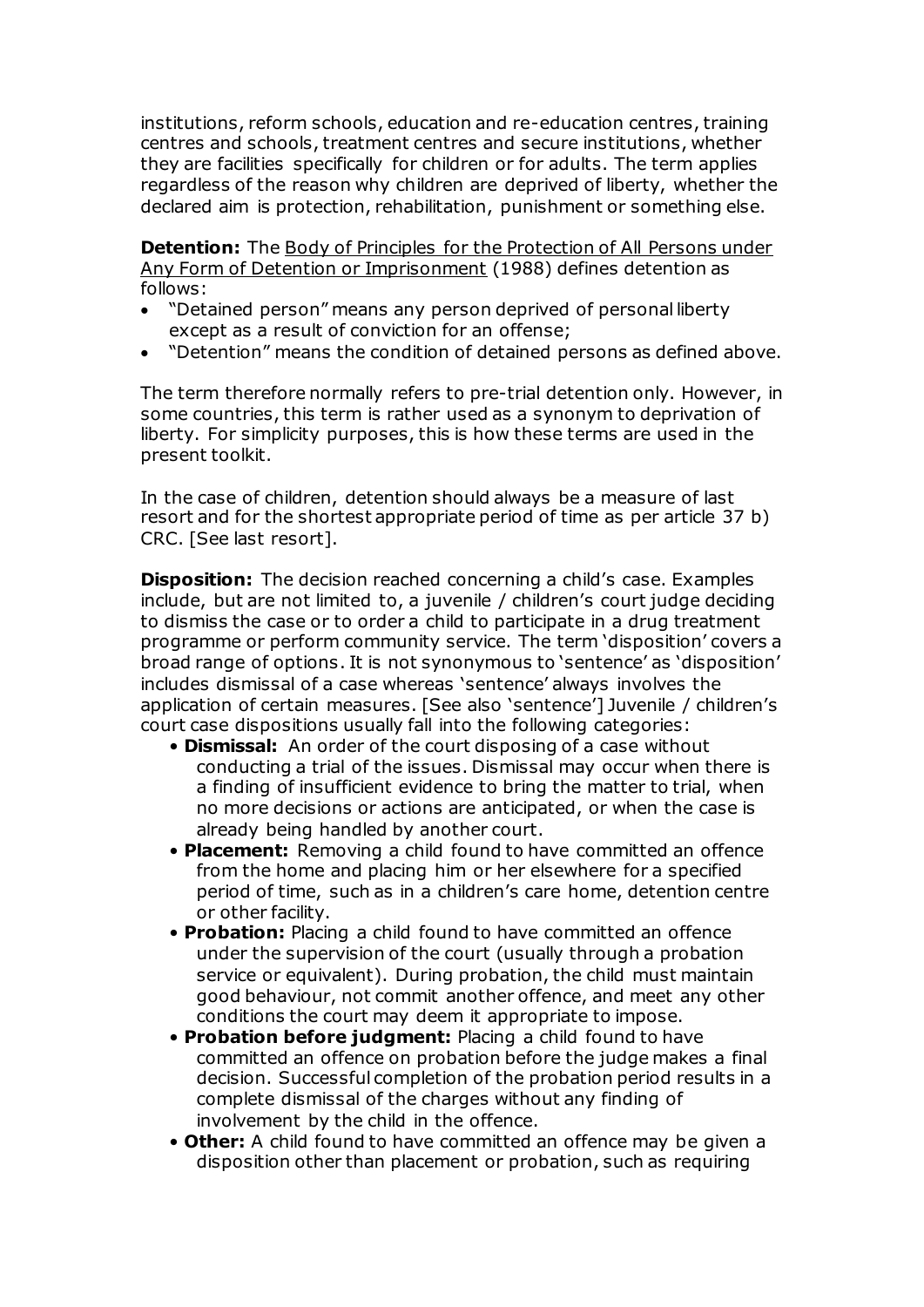institutions, reform schools, education and re-education centres, training centres and schools, treatment centres and secure institutions, whether they are facilities specifically for children or for adults. The term applies regardless of the reason why children are deprived of liberty, whether the declared aim is protection, rehabilitation, punishment or something else.

**Detention:** The Body of Principles for the Protection of All Persons under Any Form of Detention or Imprisonment (1988) defines detention as follows:

- "Detained person" means any person deprived of personal liberty except as a result of conviction for an offense;
- "Detention" means the condition of detained persons as defined above.

The term therefore normally refers to pre-trial detention only. However, in some countries, this term is rather used as a synonym to deprivation of liberty. For simplicity purposes, this is how these terms are used in the present toolkit.

In the case of children, detention should always be a measure of last resort and for the shortest appropriate period of time as per article 37 b) CRC. [See last resort].

**Disposition:** The decision reached concerning a child's case. Examples include, but are not limited to, a juvenile / children's court judge deciding to dismiss the case or to order a child to participate in a drug treatment programme or perform community service. The term 'disposition' covers a broad range of options. It is not synonymous to 'sentence' as 'disposition' includes dismissal of a case whereas 'sentence' always involves the application of certain measures. [See also 'sentence'] Juvenile / children's court case dispositions usually fall into the following categories:

- **Dismissal:** An order of the court disposing of a case without conducting a trial of the issues. Dismissal may occur when there is a finding of insufficient evidence to bring the matter to trial, when no more decisions or actions are anticipated, or when the case is already being handled by another court.
- **Placement:** Removing a child found to have committed an offence from the home and placing him or her elsewhere for a specified period of time, such as in a children's care home, detention centre or other facility.
- **Probation:** Placing a child found to have committed an offence under the supervision of the court (usually through a probation service or equivalent). During probation, the child must maintain good behaviour, not commit another offence, and meet any other conditions the court may deem it appropriate to impose.
- **Probation before judgment:** Placing a child found to have committed an offence on probation before the judge makes a final decision. Successful completion of the probation period results in a complete dismissal of the charges without any finding of involvement by the child in the offence.
- **Other:** A child found to have committed an offence may be given a disposition other than placement or probation, such as requiring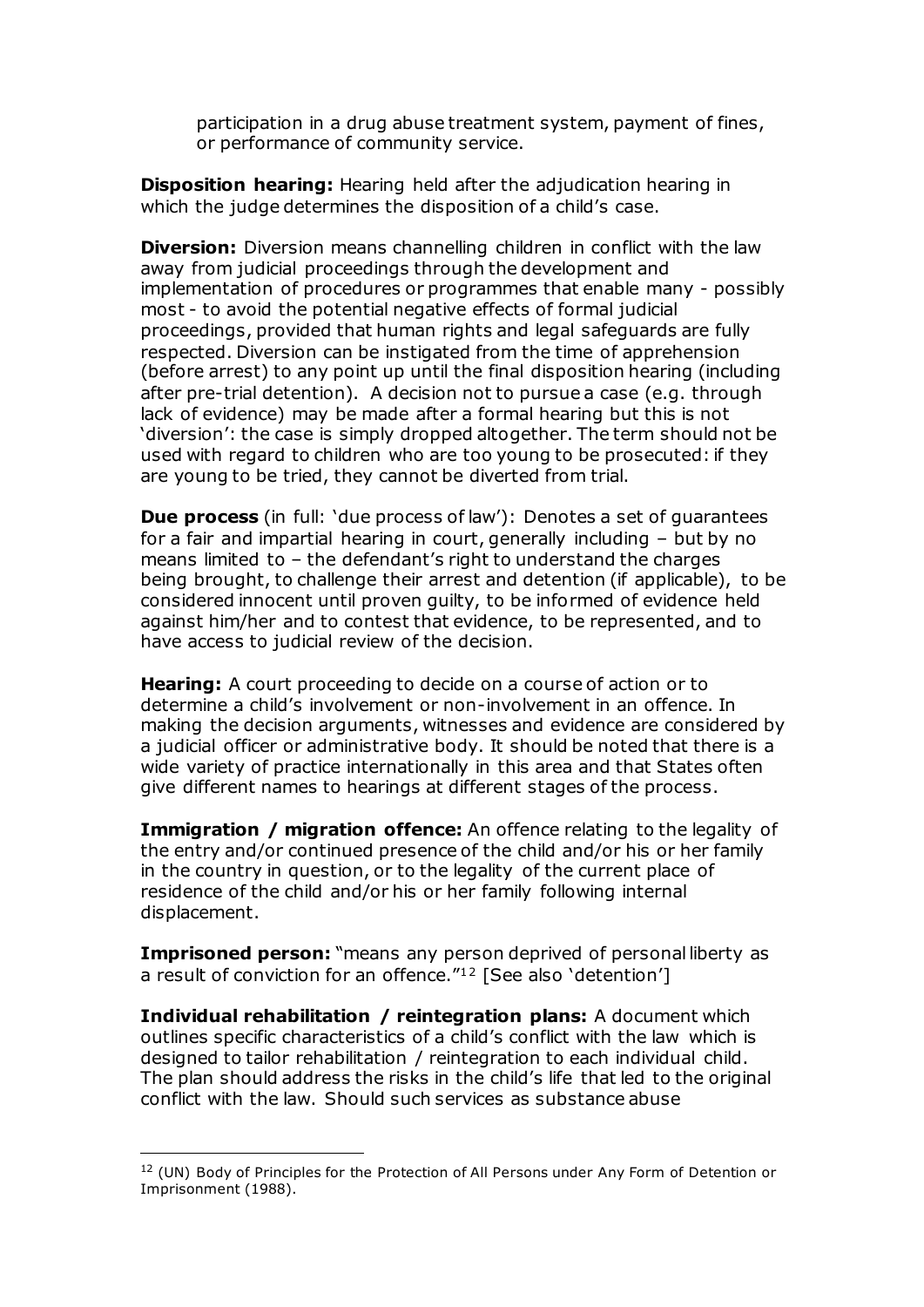participation in a drug abuse treatment system, payment of fines, or performance of community service.

**Disposition hearing:** Hearing held after the adjudication hearing in which the judge determines the disposition of a child's case.

**Diversion:** Diversion means channelling children in conflict with the law away from judicial proceedings through the development and implementation of procedures or programmes that enable many - possibly most - to avoid the potential negative effects of formal judicial proceedings, provided that human rights and legal safeguards are fully respected. Diversion can be instigated from the time of apprehension (before arrest) to any point up until the final disposition hearing (including after pre-trial detention). A decision not to pursue a case (e.g. through lack of evidence) may be made after a formal hearing but this is not 'diversion': the case is simply dropped altogether. The term should not be used with regard to children who are too young to be prosecuted: if they are young to be tried, they cannot be diverted from trial.

**Due process** (in full: 'due process of law'): Denotes a set of guarantees for a fair and impartial hearing in court, generally including – but by no means limited to – the defendant's right to understand the charges being brought, to challenge their arrest and detention (if applicable), to be considered innocent until proven guilty, to be informed of evidence held against him/her and to contest that evidence, to be represented, and to have access to judicial review of the decision.

**Hearing:** A court proceeding to decide on a course of action or to determine a child's involvement or non-involvement in an offence. In making the decision arguments, witnesses and evidence are considered by a judicial officer or administrative body. It should be noted that there is a wide variety of practice internationally in this area and that States often give different names to hearings at different stages of the process.

**Immigration / migration offence:** An offence relating to the legality of the entry and/or continued presence of the child and/or his or her family in the country in question, or to the legality of the current place of residence of the child and/or his or her family following internal displacement.

**Imprisoned person:** "means any person deprived of personal liberty as a result of conviction for an offence."[12] [See also 'detention']

**Individual rehabilitation / reintegration plans:** A document which outlines specific characteristics of a child's conflict with the law which is designed to tailor rehabilitation / reintegration to each individual child. The plan should address the risks in the child's life that led to the original conflict with the law. Should such services as substance abuse

---

[12] (UN) Body of Principles for the Protection of All Persons under Any Form of Detention or Imprisonment (1988).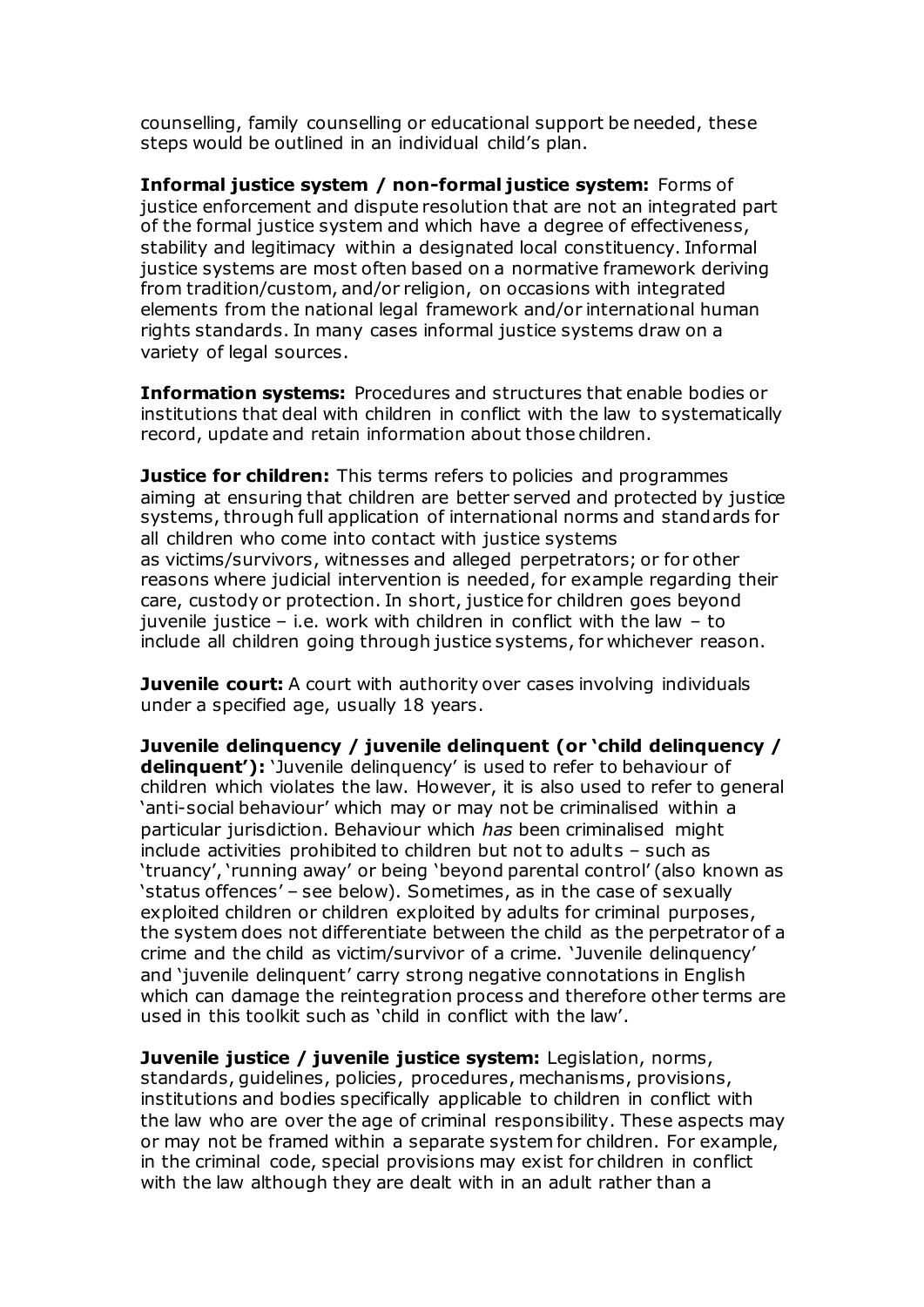counselling, family counselling or educational support be needed, these steps would be outlined in an individual child's plan.

**Informal justice system / non-formal justice system:** Forms of justice enforcement and dispute resolution that are not an integrated part of the formal justice system and which have a degree of effectiveness, stability and legitimacy within a designated local constituency. Informal justice systems are most often based on a normative framework deriving from tradition/custom, and/or religion, on occasions with integrated elements from the national legal framework and/or international human rights standards. In many cases informal justice systems draw on a variety of legal sources.

**Information systems:** Procedures and structures that enable bodies or institutions that deal with children in conflict with the law to systematically record, update and retain information about those children.

**Justice for children:** This terms refers to policies and programmes aiming at ensuring that children are better served and protected by justice systems, through full application of international norms and standards for all children who come into contact with justice systems as victims/survivors, witnesses and alleged perpetrators; or for other reasons where judicial intervention is needed, for example regarding their care, custody or protection. In short, justice for children goes beyond juvenile justice – i.e. work with children in conflict with the law – to include all children going through justice systems, for whichever reason.

**Juvenile court:** A court with authority over cases involving individuals under a specified age, usually 18 years.

**Juvenile delinquency / juvenile delinquent (or 'child delinquency / delinquent'):** 'Juvenile delinquency' is used to refer to behaviour of children which violates the law. However, it is also used to refer to general 'anti-social behaviour' which may or may not be criminalised within a particular jurisdiction. Behaviour which *has* been criminalised might include activities prohibited to children but not to adults – such as 'truancy', 'running away' or being 'beyond parental control' (also known as 'status offences' – see below). Sometimes, as in the case of sexually exploited children or children exploited by adults for criminal purposes, the system does not differentiate between the child as the perpetrator of a crime and the child as victim/survivor of a crime. 'Juvenile delinquency' and 'juvenile delinquent' carry strong negative connotations in English which can damage the reintegration process and therefore other terms are used in this toolkit such as 'child in conflict with the law'.

**Juvenile justice / juvenile justice system:** Legislation, norms, standards, guidelines, policies, procedures, mechanisms, provisions, institutions and bodies specifically applicable to children in conflict with the law who are over the age of criminal responsibility. These aspects may or may not be framed within a separate system for children. For example, in the criminal code, special provisions may exist for children in conflict with the law although they are dealt with in an adult rather than a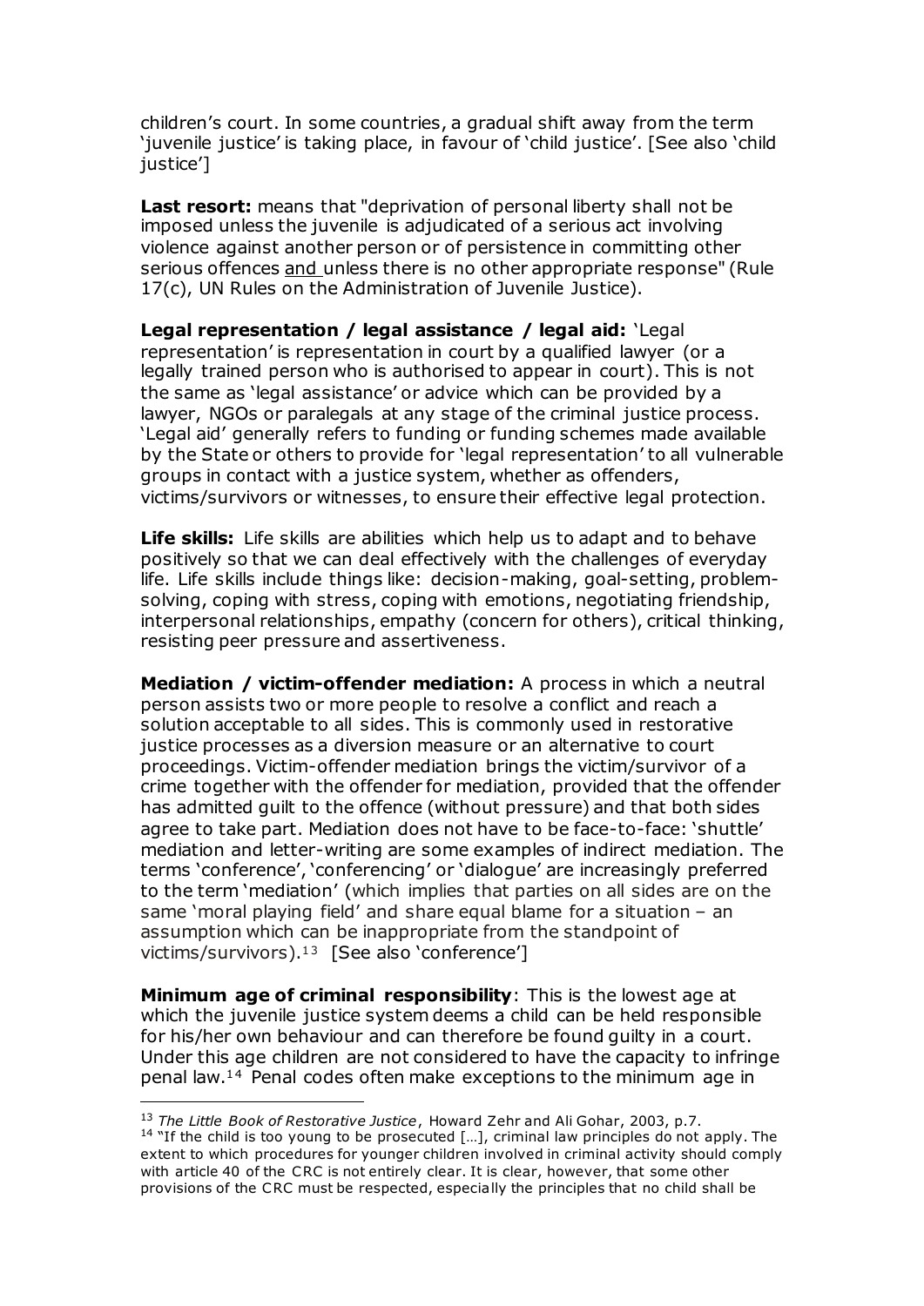children's court. In some countries, a gradual shift away from the term 'juvenile justice' is taking place, in favour of 'child justice'. [See also 'child justice']

**Last resort:** means that "deprivation of personal liberty shall not be imposed unless the juvenile is adjudicated of a serious act involving violence against another person or of persistence in committing other serious offences and unless there is no other appropriate response" (Rule 17(c), UN Rules on the Administration of Juvenile Justice).

**Legal representation / legal assistance / legal aid:** 'Legal representation' is representation in court by a qualified lawyer (or a legally trained person who is authorised to appear in court). This is not the same as 'legal assistance' or advice which can be provided by a lawyer, NGOs or paralegals at any stage of the criminal justice process. 'Legal aid' generally refers to funding or funding schemes made available by the State or others to provide for 'legal representation' to all vulnerable groups in contact with a justice system, whether as offenders, victims/survivors or witnesses, to ensure their effective legal protection.

**Life skills:** Life skills are abilities which help us to adapt and to behave positively so that we can deal effectively with the challenges of everyday life. Life skills include things like: decision-making, goal-setting, problem-solving, coping with stress, coping with emotions, negotiating friendship, interpersonal relationships, empathy (concern for others), critical thinking, resisting peer pressure and assertiveness.

**Mediation / victim-offender mediation:** A process in which a neutral person assists two or more people to resolve a conflict and reach a solution acceptable to all sides. This is commonly used in restorative justice processes as a diversion measure or an alternative to court proceedings. Victim-offender mediation brings the victim/survivor of a crime together with the offender for mediation, provided that the offender has admitted guilt to the offence (without pressure) and that both sides agree to take part. Mediation does not have to be face-to-face: 'shuttle' mediation and letter-writing are some examples of indirect mediation. The terms 'conference', 'conferencing' or 'dialogue' are increasingly preferred to the term 'mediation' (which implies that parties on all sides are on the same 'moral playing field' and share equal blame for a situation – an assumption which can be inappropriate from the standpoint of victims/survivors).[13] [See also 'conference']

**Minimum age of criminal responsibility**: This is the lowest age at which the juvenile justice system deems a child can be held responsible for his/her own behaviour and can therefore be found guilty in a court. Under this age children are not considered to have the capacity to infringe penal law.[14] Penal codes often make exceptions to the minimum age in

---

[13] *The Little Book of Restorative Justice*, Howard Zehr and Ali Gohar, 2003, p.7.

[14] "If the child is too young to be prosecuted […], criminal law principles do not apply. The extent to which procedures for younger children involved in criminal activity should comply with article 40 of the CRC is not entirely clear. It is clear, however, that some other provisions of the CRC must be respected, especially the principles that no child shall be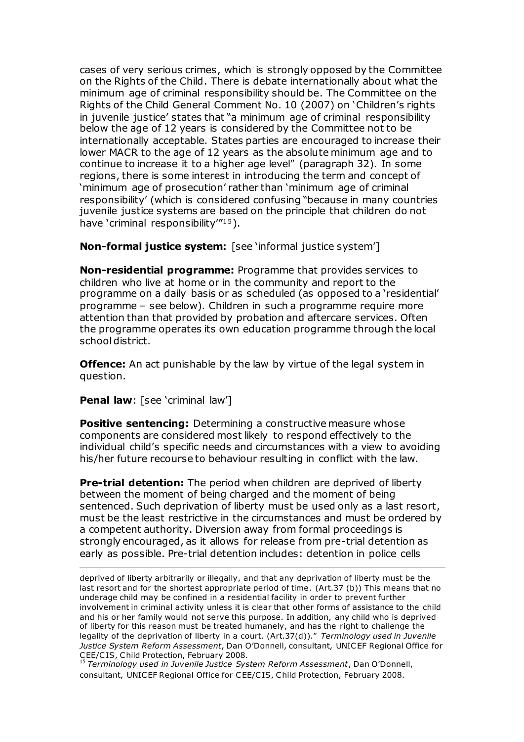cases of very serious crimes, which is strongly opposed by the Committee on the Rights of the Child. There is debate internationally about what the minimum age of criminal responsibility should be. The Committee on the Rights of the Child General Comment No. 10 (2007) on 'Children's rights in juvenile justice' states that "a minimum age of criminal responsibility below the age of 12 years is considered by the Committee not to be internationally acceptable. States parties are encouraged to increase their lower MACR to the age of 12 years as the absolute minimum age and to continue to increase it to a higher age level" (paragraph 32). In some regions, there is some interest in introducing the term and concept of 'minimum age of prosecution' rather than 'minimum age of criminal responsibility' (which is considered confusing "because in many countries juvenile justice systems are based on the principle that children do not have 'criminal responsibility'"[15]).

**Non-formal justice system:** [see 'informal justice system']

**Non-residential programme:** Programme that provides services to children who live at home or in the community and report to the programme on a daily basis or as scheduled (as opposed to a 'residential' programme – see below). Children in such a programme require more attention than that provided by probation and aftercare services. Often the programme operates its own education programme through the local school district.

**Offence:** An act punishable by the law by virtue of the legal system in question.

**Penal law**: [see 'criminal law']

**Positive sentencing:** Determining a constructive measure whose components are considered most likely to respond effectively to the individual child's specific needs and circumstances with a view to avoiding his/her future recourse to behaviour resulting in conflict with the law.

**Pre-trial detention:** The period when children are deprived of liberty between the moment of being charged and the moment of being sentenced. Such deprivation of liberty must be used only as a last resort, must be the least restrictive in the circumstances and must be ordered by a competent authority. Diversion away from formal proceedings is strongly encouraged, as it allows for release from pre-trial detention as early as possible. Pre-trial detention includes: detention in police cells

---

deprived of liberty arbitrarily or illegally, and that any deprivation of liberty must be the last resort and for the shortest appropriate period of time. (Art.37 (b)) This means that no underage child may be confined in a residential facility in order to prevent further involvement in criminal activity unless it is clear that other forms of assistance to the child and his or her family would not serve this purpose. In addition, any child who is deprived of liberty for this reason must be treated humanely, and has the right to challenge the legality of the deprivation of liberty in a court. (Art.37(d))." *Terminology used in Juvenile Justice System Reform Assessment*, Dan O'Donnell, consultant, UNICEF Regional Office for CEE/CIS, Child Protection, February 2008.

[15] *Terminology used in Juvenile Justice System Reform Assessment*, Dan O'Donnell, consultant, UNICEF Regional Office for CEE/CIS, Child Protection, February 2008.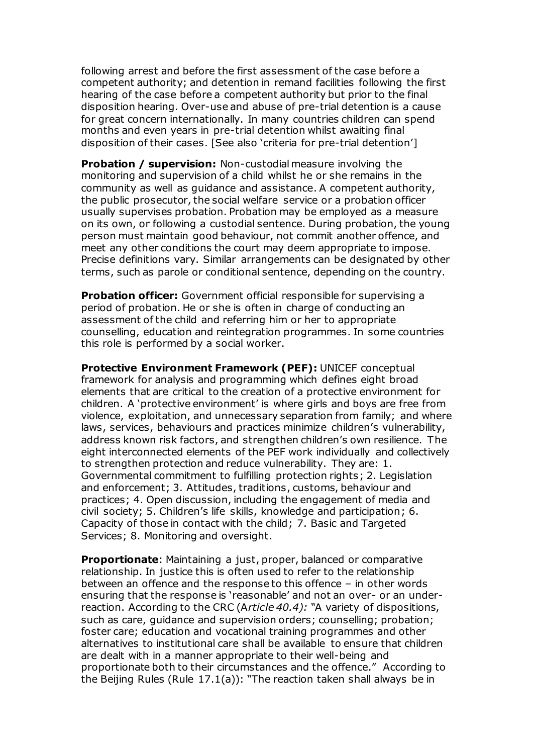following arrest and before the first assessment of the case before a competent authority; and detention in remand facilities following the first hearing of the case before a competent authority but prior to the final disposition hearing. Over-use and abuse of pre-trial detention is a cause for great concern internationally. In many countries children can spend months and even years in pre-trial detention whilst awaiting final disposition of their cases. [See also 'criteria for pre-trial detention']

**Probation / supervision:** Non-custodial measure involving the monitoring and supervision of a child whilst he or she remains in the community as well as guidance and assistance. A competent authority, the public prosecutor, the social welfare service or a probation officer usually supervises probation. Probation may be employed as a measure on its own, or following a custodial sentence. During probation, the young person must maintain good behaviour, not commit another offence, and meet any other conditions the court may deem appropriate to impose. Precise definitions vary. Similar arrangements can be designated by other terms, such as parole or conditional sentence, depending on the country.

**Probation officer:** Government official responsible for supervising a period of probation. He or she is often in charge of conducting an assessment of the child and referring him or her to appropriate counselling, education and reintegration programmes. In some countries this role is performed by a social worker.

**Protective Environment Framework (PEF):** UNICEF conceptual framework for analysis and programming which defines eight broad elements that are critical to the creation of a protective environment for children. A 'protective environment' is where girls and boys are free from violence, exploitation, and unnecessary separation from family; and where laws, services, behaviours and practices minimize children's vulnerability, address known risk factors, and strengthen children's own resilience. The eight interconnected elements of the PEF work individually and collectively to strengthen protection and reduce vulnerability. They are: 1. Governmental commitment to fulfilling protection rights; 2. Legislation and enforcement; 3. Attitudes, traditions, customs, behaviour and practices; 4. Open discussion, including the engagement of media and civil society; 5. Children's life skills, knowledge and participation; 6. Capacity of those in contact with the child; 7. Basic and Targeted Services; 8. Monitoring and oversight.

**Proportionate**: Maintaining a just, proper, balanced or comparative relationship. In justice this is often used to refer to the relationship between an offence and the response to this offence – in other words ensuring that the response is 'reasonable' and not an over- or an under-reaction. According to the CRC (A*rticle 40.4):* "A variety of dispositions, such as care, guidance and supervision orders; counselling; probation; foster care; education and vocational training programmes and other alternatives to institutional care shall be available to ensure that children are dealt with in a manner appropriate to their well-being and proportionate both to their circumstances and the offence." According to the Beijing Rules (Rule 17.1(a)): "The reaction taken shall always be in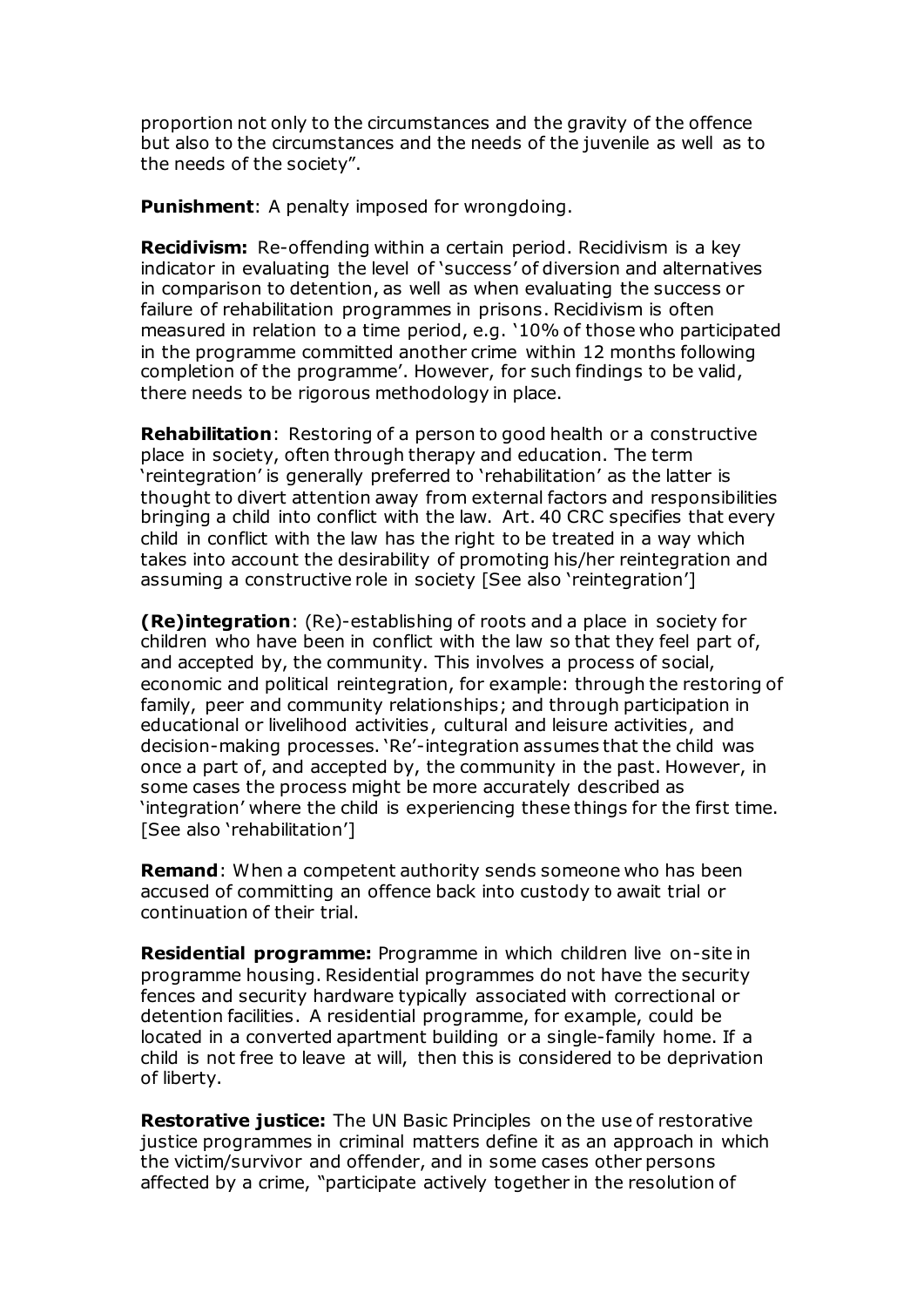proportion not only to the circumstances and the gravity of the offence but also to the circumstances and the needs of the juvenile as well as to the needs of the society".

**Punishment**: A penalty imposed for wrongdoing.

**Recidivism:** Re-offending within a certain period. Recidivism is a key indicator in evaluating the level of 'success' of diversion and alternatives in comparison to detention, as well as when evaluating the success or failure of rehabilitation programmes in prisons. Recidivism is often measured in relation to a time period, e.g. '10% of those who participated in the programme committed another crime within 12 months following completion of the programme'. However, for such findings to be valid, there needs to be rigorous methodology in place.

**Rehabilitation**: Restoring of a person to good health or a constructive place in society, often through therapy and education. The term 'reintegration' is generally preferred to 'rehabilitation' as the latter is thought to divert attention away from external factors and responsibilities bringing a child into conflict with the law. Art. 40 CRC specifies that every child in conflict with the law has the right to be treated in a way which takes into account the desirability of promoting his/her reintegration and assuming a constructive role in society [See also 'reintegration']

**(Re)integration**: (Re)-establishing of roots and a place in society for children who have been in conflict with the law so that they feel part of, and accepted by, the community. This involves a process of social, economic and political reintegration, for example: through the restoring of family, peer and community relationships; and through participation in educational or livelihood activities, cultural and leisure activities, and decision-making processes. 'Re'-integration assumes that the child was once a part of, and accepted by, the community in the past. However, in some cases the process might be more accurately described as 'integration' where the child is experiencing these things for the first time. [See also 'rehabilitation']

**Remand**: When a competent authority sends someone who has been accused of committing an offence back into custody to await trial or continuation of their trial.

**Residential programme:** Programme in which children live on-site in programme housing. Residential programmes do not have the security fences and security hardware typically associated with correctional or detention facilities. A residential programme, for example, could be located in a converted apartment building or a single-family home. If a child is not free to leave at will, then this is considered to be deprivation of liberty.

**Restorative justice:** The UN Basic Principles on the use of restorative justice programmes in criminal matters define it as an approach in which the victim/survivor and offender, and in some cases other persons affected by a crime, "participate actively together in the resolution of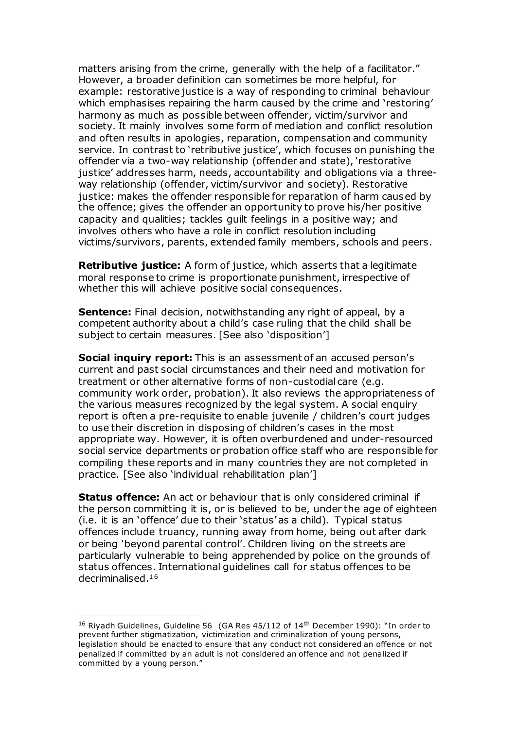matters arising from the crime, generally with the help of a facilitator." However, a broader definition can sometimes be more helpful, for example: restorative justice is a way of responding to criminal behaviour which emphasises repairing the harm caused by the crime and 'restoring' harmony as much as possible between offender, victim/survivor and society. It mainly involves some form of mediation and conflict resolution and often results in apologies, reparation, compensation and community service. In contrast to 'retributive justice', which focuses on punishing the offender via a two-way relationship (offender and state), 'restorative justice' addresses harm, needs, accountability and obligations via a three-way relationship (offender, victim/survivor and society). Restorative justice: makes the offender responsible for reparation of harm caused by the offence; gives the offender an opportunity to prove his/her positive capacity and qualities; tackles guilt feelings in a positive way; and involves others who have a role in conflict resolution including victims/survivors, parents, extended family members, schools and peers.

**Retributive justice:** A form of justice, which asserts that a legitimate moral response to crime is proportionate punishment, irrespective of whether this will achieve positive social consequences.

**Sentence:** Final decision, notwithstanding any right of appeal, by a competent authority about a child's case ruling that the child shall be subject to certain measures. [See also 'disposition']

**Social inquiry report:** This is an assessment of an accused person's current and past social circumstances and their need and motivation for treatment or other alternative forms of non-custodial care (e.g. community work order, probation). It also reviews the appropriateness of the various measures recognized by the legal system. A social enquiry report is often a pre-requisite to enable juvenile / children's court judges to use their discretion in disposing of children's cases in the most appropriate way. However, it is often overburdened and under-resourced social service departments or probation office staff who are responsible for compiling these reports and in many countries they are not completed in practice. [See also 'individual rehabilitation plan']

**Status offence:** An act or behaviour that is only considered criminal if the person committing it is, or is believed to be, under the age of eighteen (i.e. it is an 'offence' due to their 'status' as a child). Typical status offences include truancy, running away from home, being out after dark or being 'beyond parental control'. Children living on the streets are particularly vulnerable to being apprehended by police on the grounds of status offences. International guidelines call for status offences to be decriminalised.[16]

---

[16] Riyadh Guidelines, Guideline 56 (GA Res 45/112 of 14th December 1990): "In order to prevent further stigmatization, victimization and criminalization of young persons, legislation should be enacted to ensure that any conduct not considered an offence or not penalized if committed by an adult is not considered an offence and not penalized if committed by a young person."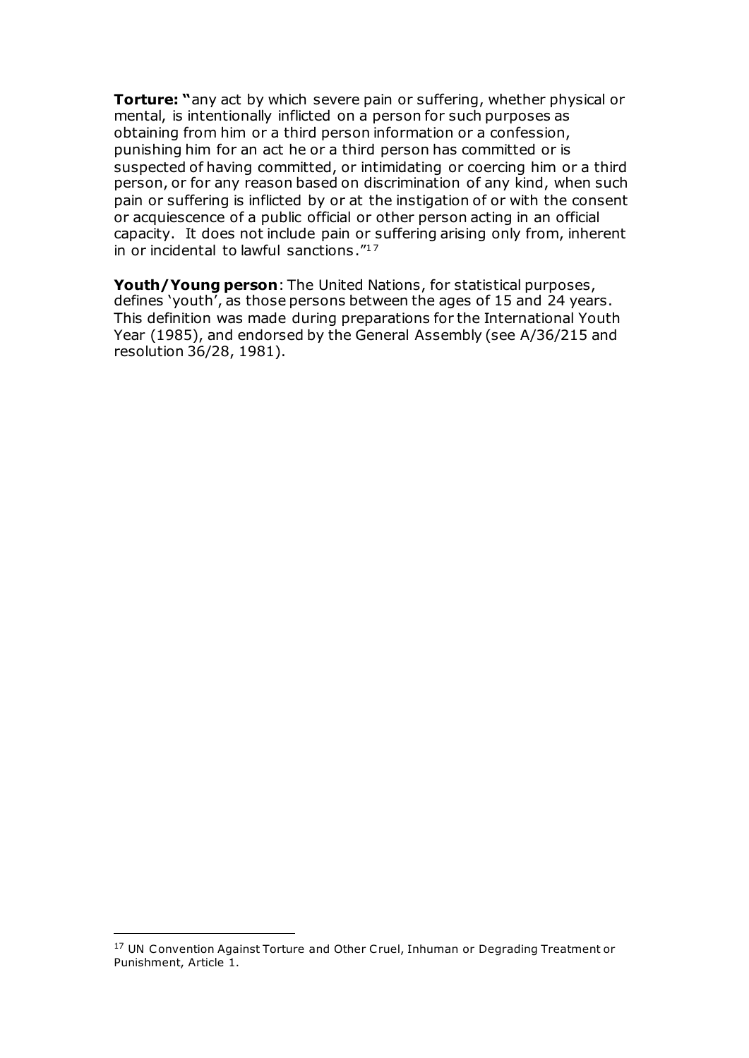**Torture: "**any act by which severe pain or suffering, whether physical or mental, is intentionally inflicted on a person for such purposes as obtaining from him or a third person information or a confession, punishing him for an act he or a third person has committed or is suspected of having committed, or intimidating or coercing him or a third person, or for any reason based on discrimination of any kind, when such pain or suffering is inflicted by or at the instigation of or with the consent or acquiescence of a public official or other person acting in an official capacity. It does not include pain or suffering arising only from, inherent in or incidental to lawful sanctions."[17]

**Youth/Young person**: The United Nations, for statistical purposes, defines 'youth', as those persons between the ages of 15 and 24 years. This definition was made during preparations for the International Youth Year (1985), and endorsed by the General Assembly (see A/36/215 and resolution 36/28, 1981).

---

[17] UN Convention Against Torture and Other Cruel, Inhuman or Degrading Treatment or Punishment, Article 1.